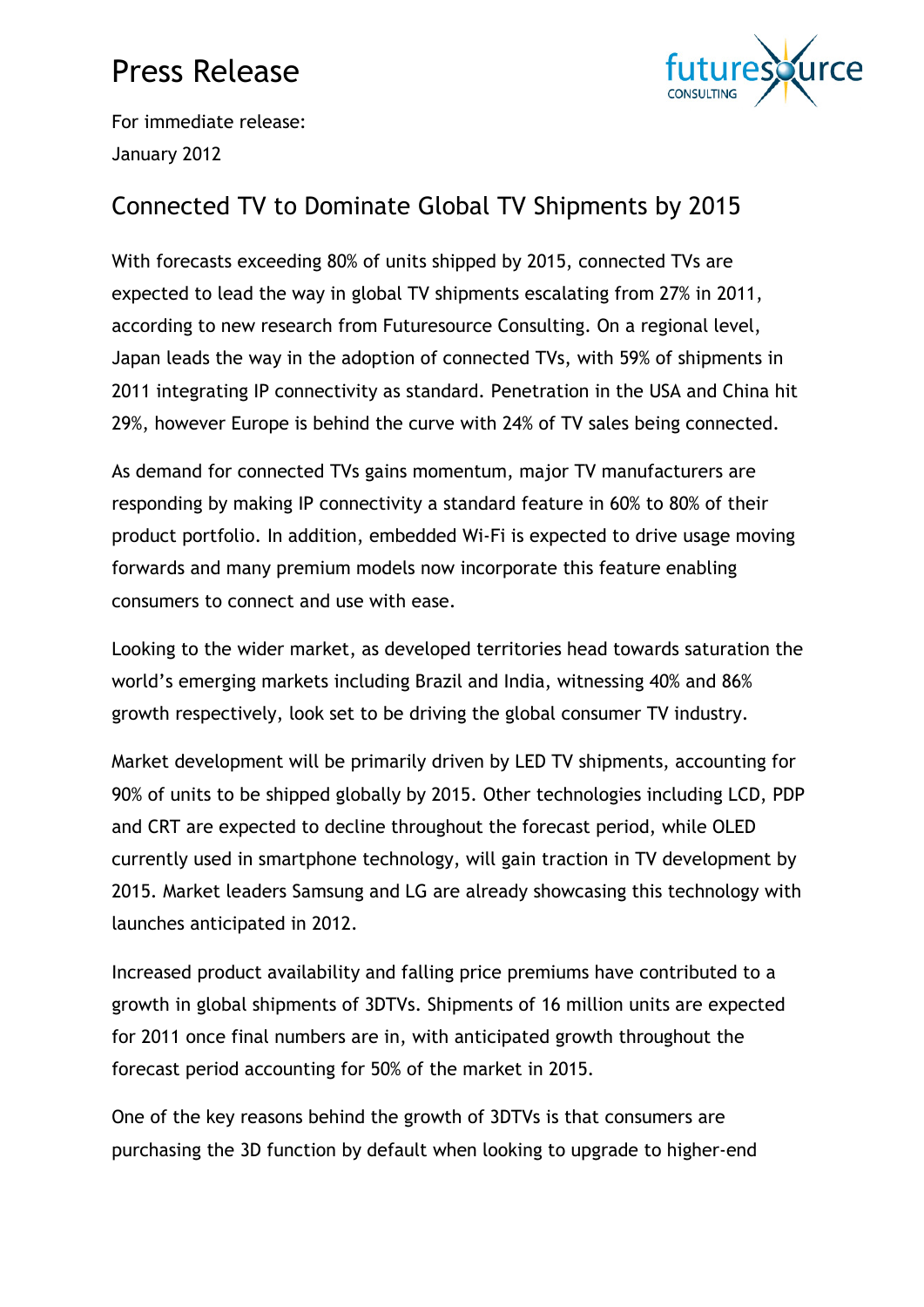# Press Release

For immediate release:
January 2012

## Connected TV to Dominate Global TV Shipments by 2015

With forecasts exceeding 80% of units shipped by 2015, connected TVs are expected to lead the way in global TV shipments escalating from 27% in 2011, according to new research from Futuresource Consulting. On a regional level, Japan leads the way in the adoption of connected TVs, with 59% of shipments in 2011 integrating IP connectivity as standard. Penetration in the USA and China hit 29%, however Europe is behind the curve with 24% of TV sales being connected.

As demand for connected TVs gains momentum, major TV manufacturers are responding by making IP connectivity a standard feature in 60% to 80% of their product portfolio. In addition, embedded Wi-Fi is expected to drive usage moving forwards and many premium models now incorporate this feature enabling consumers to connect and use with ease.

Looking to the wider market, as developed territories head towards saturation the world's emerging markets including Brazil and India, witnessing 40% and 86% growth respectively, look set to be driving the global consumer TV industry.

Market development will be primarily driven by LED TV shipments, accounting for 90% of units to be shipped globally by 2015. Other technologies including LCD, PDP and CRT are expected to decline throughout the forecast period, while OLED currently used in smartphone technology, will gain traction in TV development by 2015. Market leaders Samsung and LG are already showcasing this technology with launches anticipated in 2012.

Increased product availability and falling price premiums have contributed to a growth in global shipments of 3DTVs. Shipments of 16 million units are expected for 2011 once final numbers are in, with anticipated growth throughout the forecast period accounting for 50% of the market in 2015.

One of the key reasons behind the growth of 3DTVs is that consumers are purchasing the 3D function by default when looking to upgrade to higher-end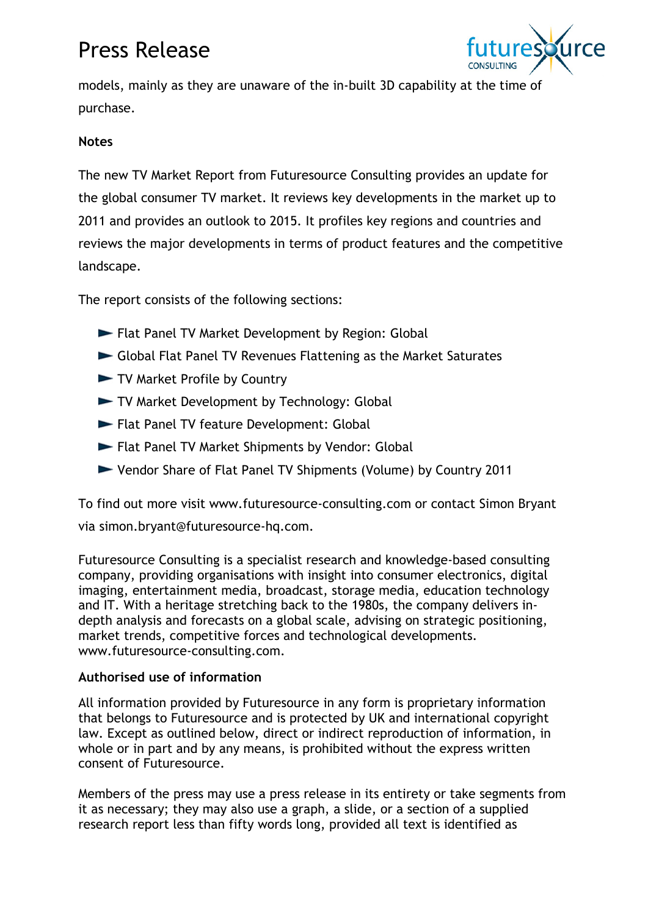models, mainly as they are unaware of the in-built 3D capability at the time of purchase.

**Notes**

The new TV Market Report from Futuresource Consulting provides an update for the global consumer TV market. It reviews key developments in the market up to 2011 and provides an outlook to 2015. It profiles key regions and countries and reviews the major developments in terms of product features and the competitive landscape.

The report consists of the following sections:

- Flat Panel TV Market Development by Region: Global
- Global Flat Panel TV Revenues Flattening as the Market Saturates
- TV Market Profile by Country
- TV Market Development by Technology: Global
- Flat Panel TV feature Development: Global
- Flat Panel TV Market Shipments by Vendor: Global
- Vendor Share of Flat Panel TV Shipments (Volume) by Country 2011

To find out more visit www.futuresource-consulting.com or contact Simon Bryant via simon.bryant@futuresource-hq.com.

Futuresource Consulting is a specialist research and knowledge-based consulting company, providing organisations with insight into consumer electronics, digital imaging, entertainment media, broadcast, storage media, education technology and IT. With a heritage stretching back to the 1980s, the company delivers in-depth analysis and forecasts on a global scale, advising on strategic positioning, market trends, competitive forces and technological developments. www.futuresource-consulting.com.

**Authorised use of information**

All information provided by Futuresource in any form is proprietary information that belongs to Futuresource and is protected by UK and international copyright law. Except as outlined below, direct or indirect reproduction of information, in whole or in part and by any means, is prohibited without the express written consent of Futuresource.

Members of the press may use a press release in its entirety or take segments from it as necessary; they may also use a graph, a slide, or a section of a supplied research report less than fifty words long, provided all text is identified as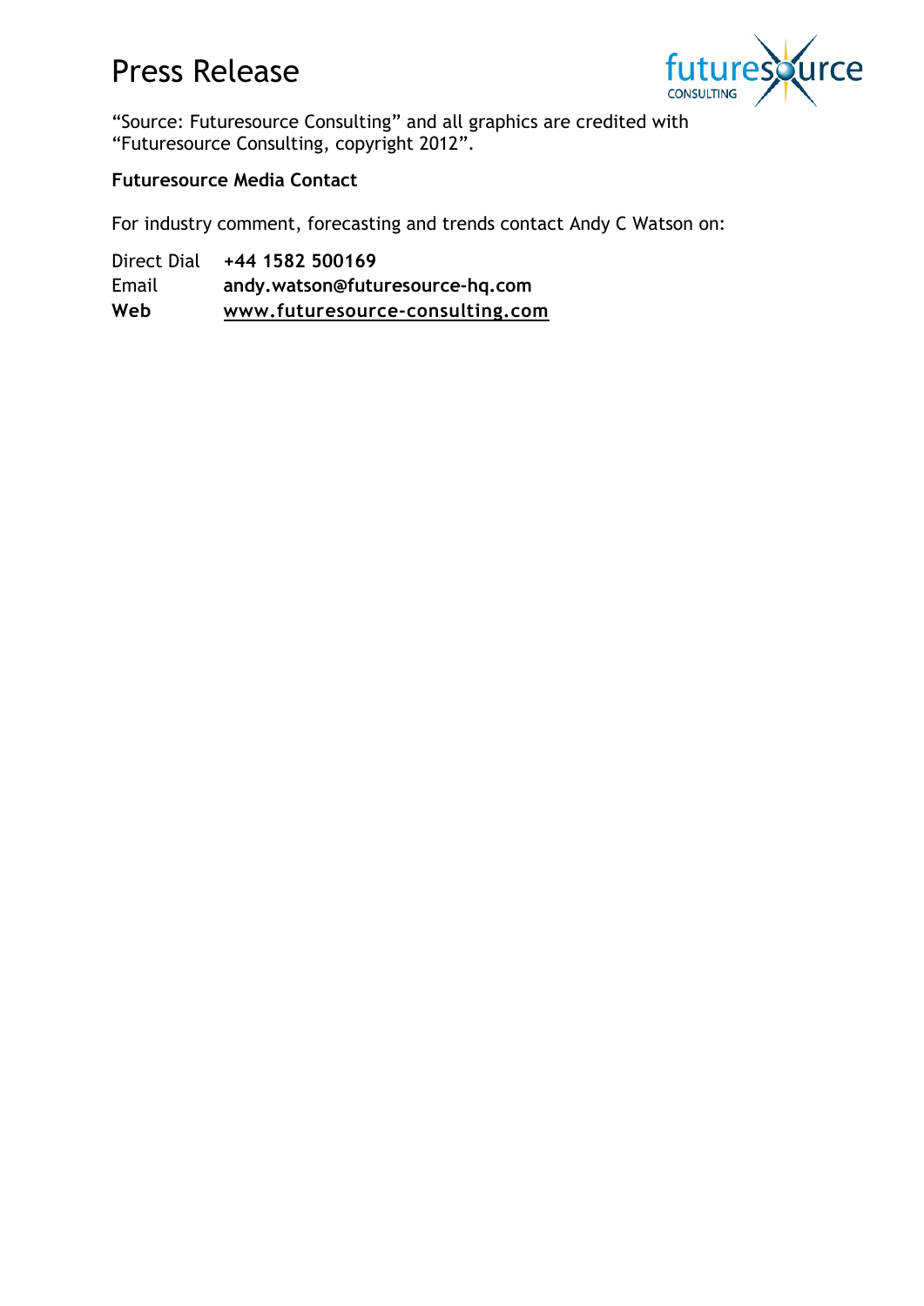"Source: Futuresource Consulting" and all graphics are credited with "Futuresource Consulting, copyright 2012".

**Futuresource Media Contact**

For industry comment, forecasting and trends contact Andy C Watson on:

| | |
|---|---|
| Direct Dial | **+44 1582 500169** |
| Email | **andy.watson@futuresource-hq.com** |
| **Web** | **www.futuresource-consulting.com** |